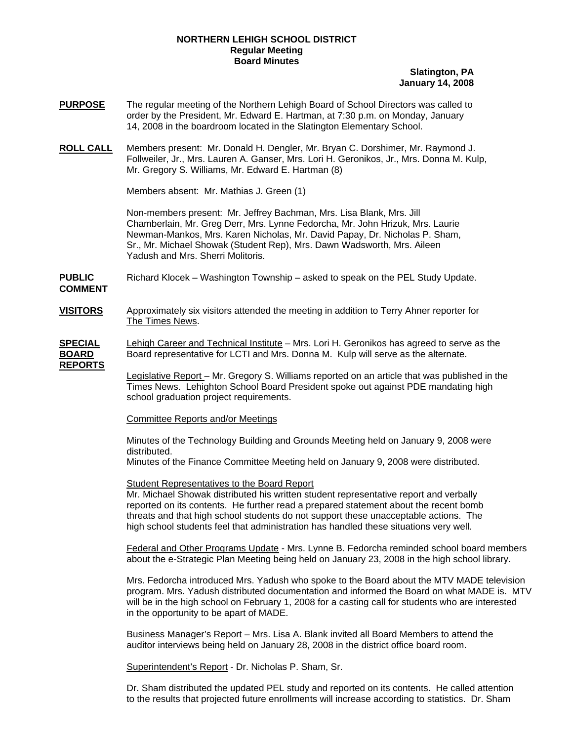**NORTHERN LEHIGH SCHOOL DISTRICT**
**Regular Meeting**
**Board Minutes**

**Slatington, PA**
**January 14, 2008**

**PURPOSE** The regular meeting of the Northern Lehigh Board of School Directors was called to order by the President, Mr. Edward E. Hartman, at 7:30 p.m. on Monday, January 14, 2008 in the boardroom located in the Slatington Elementary School.

**ROLL CALL** Members present: Mr. Donald H. Dengler, Mr. Bryan C. Dorshimer, Mr. Raymond J. Follweiler, Jr., Mrs. Lauren A. Ganser, Mrs. Lori H. Geronikos, Jr., Mrs. Donna M. Kulp, Mr. Gregory S. Williams, Mr. Edward E. Hartman (8)

Members absent: Mr. Mathias J. Green (1)

Non-members present: Mr. Jeffrey Bachman, Mrs. Lisa Blank, Mrs. Jill Chamberlain, Mr. Greg Derr, Mrs. Lynne Fedorcha, Mr. John Hrizuk, Mrs. Laurie Newman-Mankos, Mrs. Karen Nicholas, Mr. David Papay, Dr. Nicholas P. Sham, Sr., Mr. Michael Showak (Student Rep), Mrs. Dawn Wadsworth, Mrs. Aileen Yadush and Mrs. Sherri Molitoris.

**PUBLIC COMMENT** Richard Klocek – Washington Township – asked to speak on the PEL Study Update.

**VISITORS** Approximately six visitors attended the meeting in addition to Terry Ahner reporter for The Times News.

**SPECIAL BOARD REPORTS** Lehigh Career and Technical Institute – Mrs. Lori H. Geronikos has agreed to serve as the Board representative for LCTI and Mrs. Donna M. Kulp will serve as the alternate.

Legislative Report – Mr. Gregory S. Williams reported on an article that was published in the Times News. Lehighton School Board President spoke out against PDE mandating high school graduation project requirements.

Committee Reports and/or Meetings

Minutes of the Technology Building and Grounds Meeting held on January 9, 2008 were distributed.
Minutes of the Finance Committee Meeting held on January 9, 2008 were distributed.

Student Representatives to the Board Report
Mr. Michael Showak distributed his written student representative report and verbally reported on its contents. He further read a prepared statement about the recent bomb threats and that high school students do not support these unacceptable actions. The high school students feel that administration has handled these situations very well.

Federal and Other Programs Update - Mrs. Lynne B. Fedorcha reminded school board members about the e-Strategic Plan Meeting being held on January 23, 2008 in the high school library.

Mrs. Fedorcha introduced Mrs. Yadush who spoke to the Board about the MTV MADE television program. Mrs. Yadush distributed documentation and informed the Board on what MADE is. MTV will be in the high school on February 1, 2008 for a casting call for students who are interested in the opportunity to be apart of MADE.

Business Manager's Report – Mrs. Lisa A. Blank invited all Board Members to attend the auditor interviews being held on January 28, 2008 in the district office board room.

Superintendent's Report - Dr. Nicholas P. Sham, Sr.

Dr. Sham distributed the updated PEL study and reported on its contents. He called attention to the results that projected future enrollments will increase according to statistics. Dr. Sham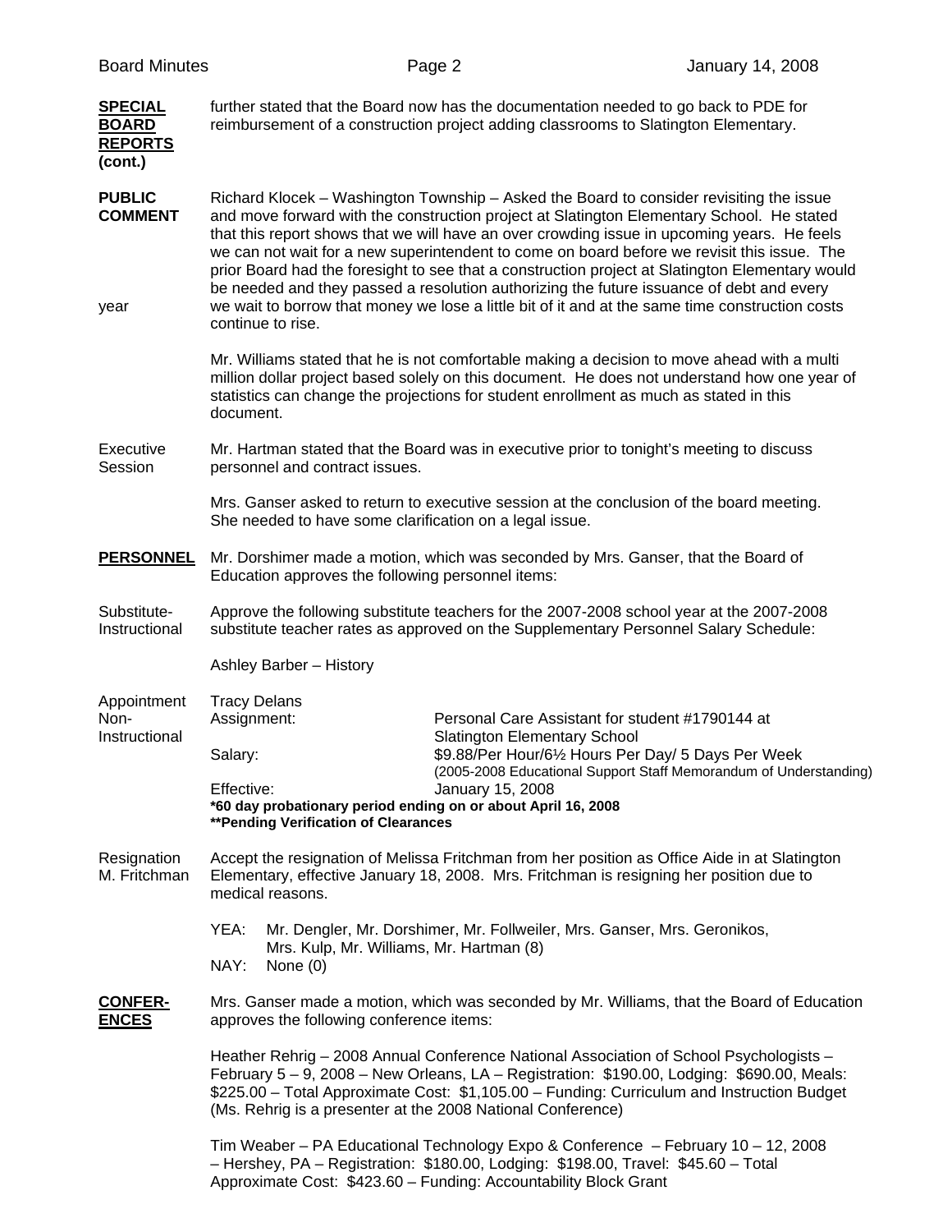**SPECIAL BOARD REPORTS (cont.)**

further stated that the Board now has the documentation needed to go back to PDE for reimbursement of a construction project adding classrooms to Slatington Elementary.

**PUBLIC COMMENT**

Richard Klocek – Washington Township – Asked the Board to consider revisiting the issue and move forward with the construction project at Slatington Elementary School. He stated that this report shows that we will have an over crowding issue in upcoming years. He feels we can not wait for a new superintendent to come on board before we revisit this issue. The prior Board had the foresight to see that a construction project at Slatington Elementary would be needed and they passed a resolution authorizing the future issuance of debt and every year we wait to borrow that money we lose a little bit of it and at the same time construction costs continue to rise.

Mr. Williams stated that he is not comfortable making a decision to move ahead with a multi million dollar project based solely on this document. He does not understand how one year of statistics can change the projections for student enrollment as much as stated in this document.

Executive Session

Mr. Hartman stated that the Board was in executive prior to tonight's meeting to discuss personnel and contract issues.

Mrs. Ganser asked to return to executive session at the conclusion of the board meeting. She needed to have some clarification on a legal issue.

**PERSONNEL**

Mr. Dorshimer made a motion, which was seconded by Mrs. Ganser, that the Board of Education approves the following personnel items:

Substitute-Instructional

Approve the following substitute teachers for the 2007-2008 school year at the 2007-2008 substitute teacher rates as approved on the Supplementary Personnel Salary Schedule:

Ashley Barber – History

Appointment Non-Instructional

Tracy Delans
Assignment: Personal Care Assistant for student #1790144 at Slatington Elementary School
Salary: $9.88/Per Hour/6½ Hours Per Day/ 5 Days Per Week (2005-2008 Educational Support Staff Memorandum of Understanding)
Effective: January 15, 2008
**\*60 day probationary period ending on or about April 16, 2008**
**\*\*Pending Verification of Clearances**

Resignation M. Fritchman

Accept the resignation of Melissa Fritchman from her position as Office Aide in at Slatington Elementary, effective January 18, 2008. Mrs. Fritchman is resigning her position due to medical reasons.

YEA: Mr. Dengler, Mr. Dorshimer, Mr. Follweiler, Mrs. Ganser, Mrs. Geronikos, Mrs. Kulp, Mr. Williams, Mr. Hartman (8)
NAY: None (0)

**CONFERENCES**

Mrs. Ganser made a motion, which was seconded by Mr. Williams, that the Board of Education approves the following conference items:

Heather Rehrig – 2008 Annual Conference National Association of School Psychologists – February 5 – 9, 2008 – New Orleans, LA – Registration: $190.00, Lodging: $690.00, Meals: $225.00 – Total Approximate Cost: $1,105.00 – Funding: Curriculum and Instruction Budget (Ms. Rehrig is a presenter at the 2008 National Conference)

Tim Weaber – PA Educational Technology Expo & Conference – February 10 – 12, 2008 – Hershey, PA – Registration: $180.00, Lodging: $198.00, Travel: $45.60 – Total Approximate Cost: $423.60 – Funding: Accountability Block Grant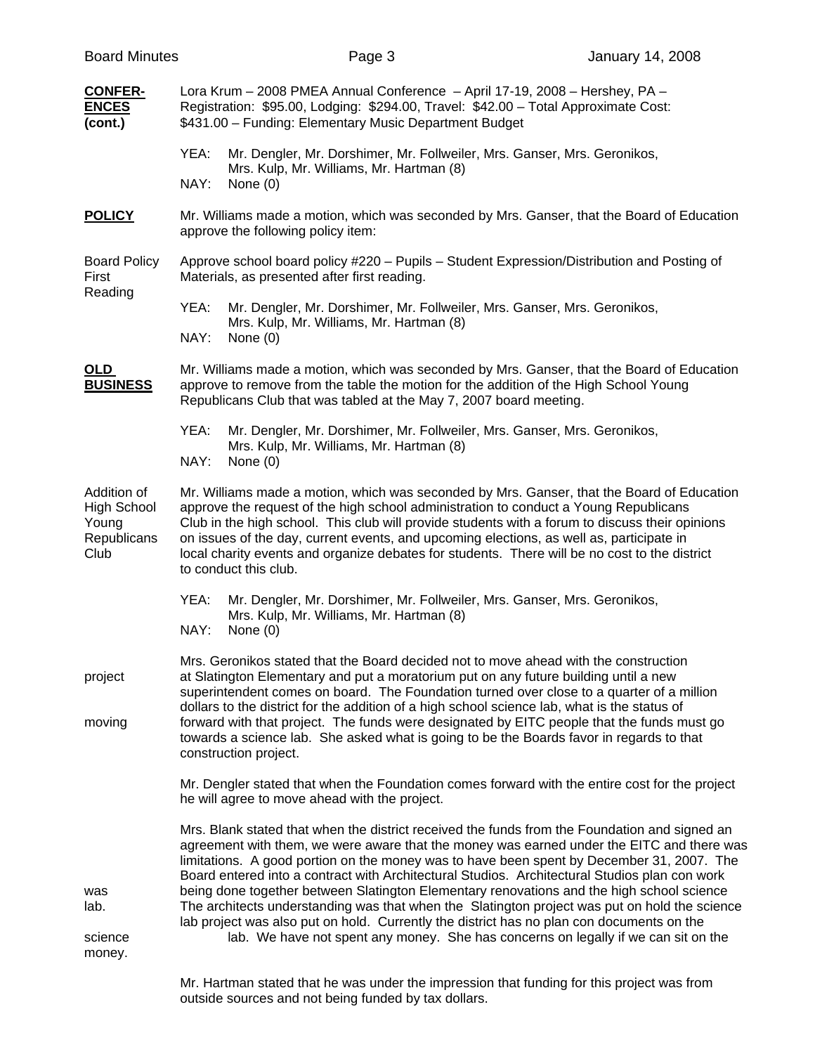**CONFER-ENCES (cont.)**

Lora Krum – 2008 PMEA Annual Conference – April 17-19, 2008 – Hershey, PA – Registration: $95.00, Lodging: $294.00, Travel: $42.00 – Total Approximate Cost: $431.00 – Funding: Elementary Music Department Budget

YEA: Mr. Dengler, Mr. Dorshimer, Mr. Follweiler, Mrs. Ganser, Mrs. Geronikos, Mrs. Kulp, Mr. Williams, Mr. Hartman (8)
NAY: None (0)

**POLICY**

Mr. Williams made a motion, which was seconded by Mrs. Ganser, that the Board of Education approve the following policy item:

Board Policy First Reading

Approve school board policy #220 – Pupils – Student Expression/Distribution and Posting of Materials, as presented after first reading.

YEA: Mr. Dengler, Mr. Dorshimer, Mr. Follweiler, Mrs. Ganser, Mrs. Geronikos, Mrs. Kulp, Mr. Williams, Mr. Hartman (8)
NAY: None (0)

**OLD BUSINESS**

Mr. Williams made a motion, which was seconded by Mrs. Ganser, that the Board of Education approve to remove from the table the motion for the addition of the High School Young Republicans Club that was tabled at the May 7, 2007 board meeting.

YEA: Mr. Dengler, Mr. Dorshimer, Mr. Follweiler, Mrs. Ganser, Mrs. Geronikos, Mrs. Kulp, Mr. Williams, Mr. Hartman (8)
NAY: None (0)

Addition of High School Young Republicans Club

Mr. Williams made a motion, which was seconded by Mrs. Ganser, that the Board of Education approve the request of the high school administration to conduct a Young Republicans Club in the high school. This club will provide students with a forum to discuss their opinions on issues of the day, current events, and upcoming elections, as well as, participate in local charity events and organize debates for students. There will be no cost to the district to conduct this club.

YEA: Mr. Dengler, Mr. Dorshimer, Mr. Follweiler, Mrs. Ganser, Mrs. Geronikos, Mrs. Kulp, Mr. Williams, Mr. Hartman (8)
NAY: None (0)

project moving

Mrs. Geronikos stated that the Board decided not to move ahead with the construction at Slatington Elementary and put a moratorium put on any future building until a new superintendent comes on board. The Foundation turned over close to a quarter of a million dollars to the district for the addition of a high school science lab, what is the status of forward with that project. The funds were designated by EITC people that the funds must go towards a science lab. She asked what is going to be the Boards favor in regards to that construction project.

Mr. Dengler stated that when the Foundation comes forward with the entire cost for the project he will agree to move ahead with the project.

was lab. science money.

Mrs. Blank stated that when the district received the funds from the Foundation and signed an agreement with them, we were aware that the money was earned under the EITC and there was limitations. A good portion on the money was to have been spent by December 31, 2007. The Board entered into a contract with Architectural Studios. Architectural Studios plan con work being done together between Slatington Elementary renovations and the high school science The architects understanding was that when the Slatington project was put on hold the science lab project was also put on hold. Currently the district has no plan con documents on the lab. We have not spent any money. She has concerns on legally if we can sit on the

Mr. Hartman stated that he was under the impression that funding for this project was from outside sources and not being funded by tax dollars.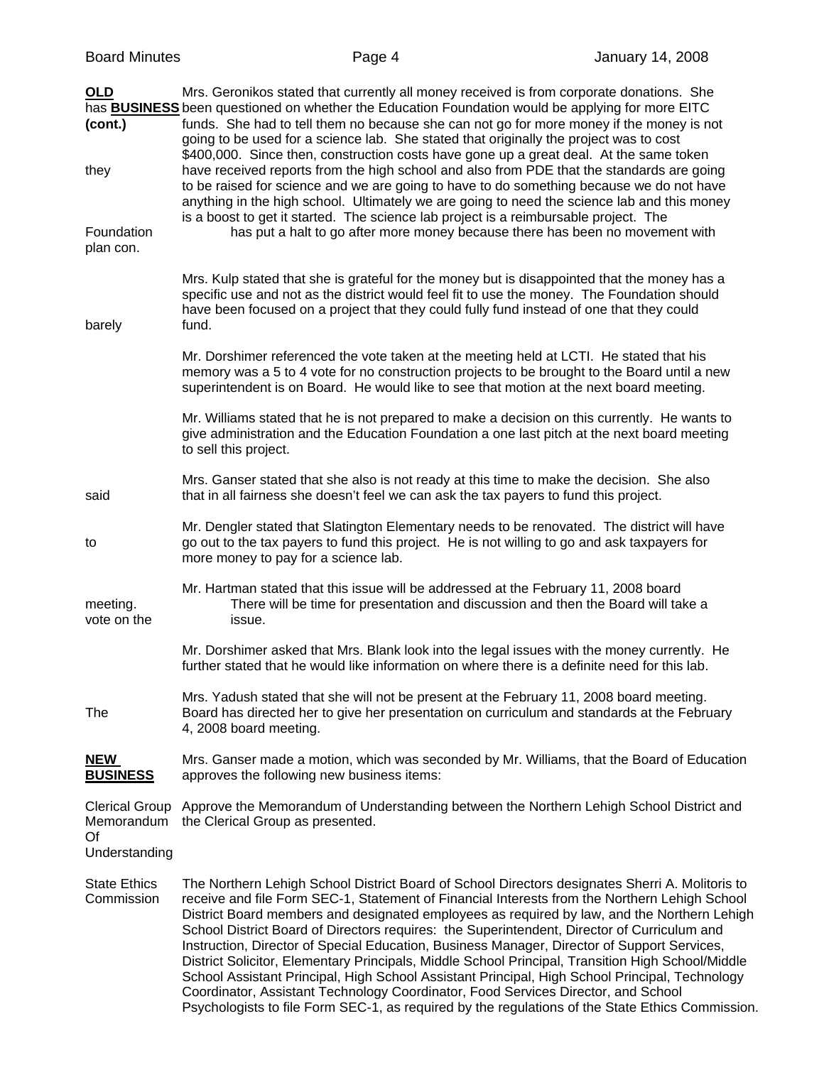**OLD BUSINESS (cont.)**

Mrs. Geronikos stated that currently all money received is from corporate donations. She has been questioned on whether the Education Foundation would be applying for more EITC funds. She had to tell them no because she can not go for more money if the money is not going to be used for a science lab. She stated that originally the project was to cost $400,000. Since then, construction costs have gone up a great deal. At the same token they have received reports from the high school and also from PDE that the standards are going to be raised for science and we are going to have to do something because we do not have anything in the high school. Ultimately we are going to need the science lab and this money is a boost to get it started. The science lab project is a reimbursable project. The Foundation has put a halt to go after more money because there has been no movement with plan con.

Mrs. Kulp stated that she is grateful for the money but is disappointed that the money has a specific use and not as the district would feel fit to use the money. The Foundation should have been focused on a project that they could fully fund instead of one that they could barely fund.

Mr. Dorshimer referenced the vote taken at the meeting held at LCTI. He stated that his memory was a 5 to 4 vote for no construction projects to be brought to the Board until a new superintendent is on Board. He would like to see that motion at the next board meeting.

Mr. Williams stated that he is not prepared to make a decision on this currently. He wants to give administration and the Education Foundation a one last pitch at the next board meeting to sell this project.

Mrs. Ganser stated that she also is not ready at this time to make the decision. She also said that in all fairness she doesn't feel we can ask the tax payers to fund this project.

Mr. Dengler stated that Slatington Elementary needs to be renovated. The district will have to go out to the tax payers to fund this project. He is not willing to go and ask taxpayers for more money to pay for a science lab.

Mr. Hartman stated that this issue will be addressed at the February 11, 2008 board meeting. There will be time for presentation and discussion and then the Board will take a vote on the issue.

Mr. Dorshimer asked that Mrs. Blank look into the legal issues with the money currently. He further stated that he would like information on where there is a definite need for this lab.

Mrs. Yadush stated that she will not be present at the February 11, 2008 board meeting. The Board has directed her to give her presentation on curriculum and standards at the February 4, 2008 board meeting.

**NEW BUSINESS**

Mrs. Ganser made a motion, which was seconded by Mr. Williams, that the Board of Education approves the following new business items:

**Clerical Group Memorandum Of Understanding**

Approve the Memorandum of Understanding between the Northern Lehigh School District and the Clerical Group as presented.

**State Ethics Commission**

The Northern Lehigh School District Board of School Directors designates Sherri A. Molitoris to receive and file Form SEC-1, Statement of Financial Interests from the Northern Lehigh School District Board members and designated employees as required by law, and the Northern Lehigh School District Board of Directors requires: the Superintendent, Director of Curriculum and Instruction, Director of Special Education, Business Manager, Director of Support Services, District Solicitor, Elementary Principals, Middle School Principal, Transition High School/Middle School Assistant Principal, High School Assistant Principal, High School Principal, Technology Coordinator, Assistant Technology Coordinator, Food Services Director, and School Psychologists to file Form SEC-1, as required by the regulations of the State Ethics Commission.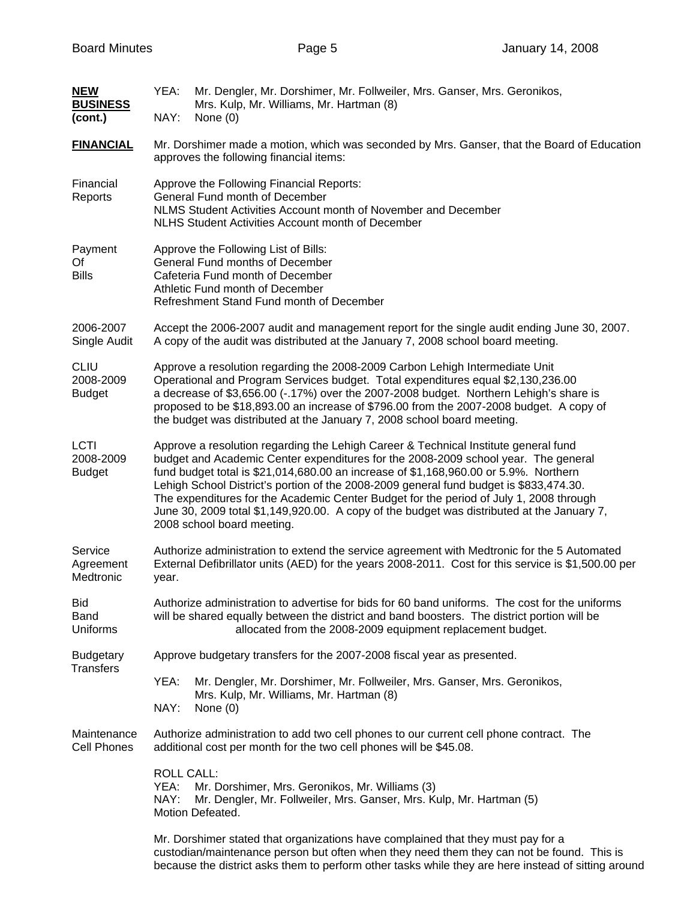**NEW BUSINESS (cont.)**

YEA: Mr. Dengler, Mr. Dorshimer, Mr. Follweiler, Mrs. Ganser, Mrs. Geronikos, Mrs. Kulp, Mr. Williams, Mr. Hartman (8)
NAY: None (0)

**FINANCIAL**

Mr. Dorshimer made a motion, which was seconded by Mrs. Ganser, that the Board of Education approves the following financial items:

Financial Reports

Approve the Following Financial Reports:
General Fund month of December
NLMS Student Activities Account month of November and December
NLHS Student Activities Account month of December

Payment Of Bills

Approve the Following List of Bills:
General Fund months of December
Cafeteria Fund month of December
Athletic Fund month of December
Refreshment Stand Fund month of December

2006-2007 Single Audit

Accept the 2006-2007 audit and management report for the single audit ending June 30, 2007. A copy of the audit was distributed at the January 7, 2008 school board meeting.

CLIU 2008-2009 Budget

Approve a resolution regarding the 2008-2009 Carbon Lehigh Intermediate Unit Operational and Program Services budget. Total expenditures equal $2,130,236.00 a decrease of $3,656.00 (-.17%) over the 2007-2008 budget. Northern Lehigh's share is proposed to be $18,893.00 an increase of $796.00 from the 2007-2008 budget. A copy of the budget was distributed at the January 7, 2008 school board meeting.

LCTI 2008-2009 Budget

Approve a resolution regarding the Lehigh Career & Technical Institute general fund budget and Academic Center expenditures for the 2008-2009 school year. The general fund budget total is $21,014,680.00 an increase of $1,168,960.00 or 5.9%. Northern Lehigh School District's portion of the 2008-2009 general fund budget is $833,474.30. The expenditures for the Academic Center Budget for the period of July 1, 2008 through June 30, 2009 total $1,149,920.00. A copy of the budget was distributed at the January 7, 2008 school board meeting.

Service Agreement Medtronic

Authorize administration to extend the service agreement with Medtronic for the 5 Automated External Defibrillator units (AED) for the years 2008-2011. Cost for this service is $1,500.00 per year.

Bid Band Uniforms

Authorize administration to advertise for bids for 60 band uniforms. The cost for the uniforms will be shared equally between the district and band boosters. The district portion will be allocated from the 2008-2009 equipment replacement budget.

Budgetary Transfers

Approve budgetary transfers for the 2007-2008 fiscal year as presented.

YEA: Mr. Dengler, Mr. Dorshimer, Mr. Follweiler, Mrs. Ganser, Mrs. Geronikos, Mrs. Kulp, Mr. Williams, Mr. Hartman (8)
NAY: None (0)

Maintenance Cell Phones

Authorize administration to add two cell phones to our current cell phone contract. The additional cost per month for the two cell phones will be $45.08.

ROLL CALL:
YEA: Mr. Dorshimer, Mrs. Geronikos, Mr. Williams (3)
NAY: Mr. Dengler, Mr. Follweiler, Mrs. Ganser, Mrs. Kulp, Mr. Hartman (5)
Motion Defeated.

Mr. Dorshimer stated that organizations have complained that they must pay for a custodian/maintenance person but often when they need them they can not be found. This is because the district asks them to perform other tasks while they are here instead of sitting around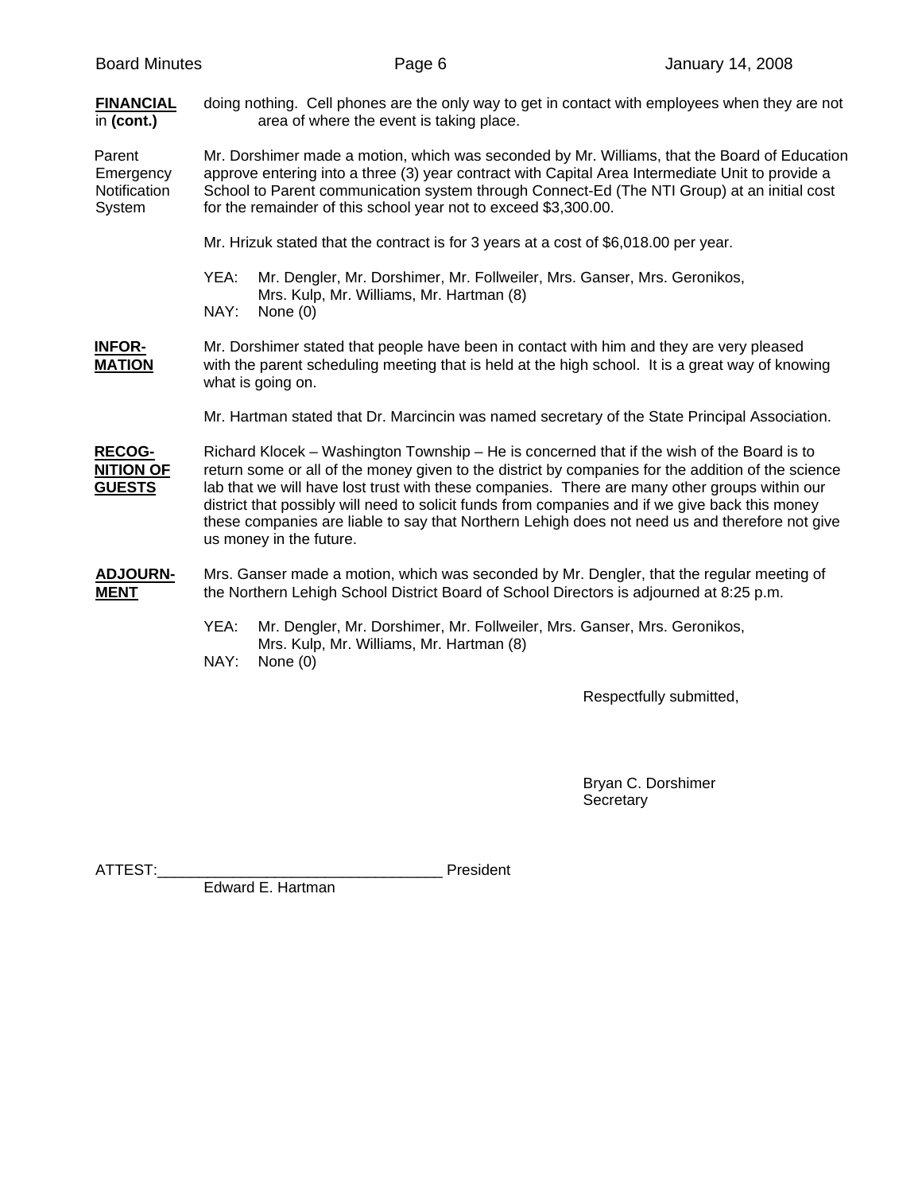**FINANCIAL in (cont.)**

doing nothing. Cell phones are the only way to get in contact with employees when they are not area of where the event is taking place.

Parent Emergency Notification System

Mr. Dorshimer made a motion, which was seconded by Mr. Williams, that the Board of Education approve entering into a three (3) year contract with Capital Area Intermediate Unit to provide a School to Parent communication system through Connect-Ed (The NTI Group) at an initial cost for the remainder of this school year not to exceed $3,300.00.

Mr. Hrizuk stated that the contract is for 3 years at a cost of $6,018.00 per year.

YEA: Mr. Dengler, Mr. Dorshimer, Mr. Follweiler, Mrs. Ganser, Mrs. Geronikos, Mrs. Kulp, Mr. Williams, Mr. Hartman (8)
NAY: None (0)

**INFORMATION**

Mr. Dorshimer stated that people have been in contact with him and they are very pleased with the parent scheduling meeting that is held at the high school. It is a great way of knowing what is going on.

Mr. Hartman stated that Dr. Marcincin was named secretary of the State Principal Association.

**RECOGNITION OF GUESTS**

Richard Klocek – Washington Township – He is concerned that if the wish of the Board is to return some or all of the money given to the district by companies for the addition of the science lab that we will have lost trust with these companies. There are many other groups within our district that possibly will need to solicit funds from companies and if we give back this money these companies are liable to say that Northern Lehigh does not need us and therefore not give us money in the future.

**ADJOURNMENT**

Mrs. Ganser made a motion, which was seconded by Mr. Dengler, that the regular meeting of the Northern Lehigh School District Board of School Directors is adjourned at 8:25 p.m.

YEA: Mr. Dengler, Mr. Dorshimer, Mr. Follweiler, Mrs. Ganser, Mrs. Geronikos, Mrs. Kulp, Mr. Williams, Mr. Hartman (8)
NAY: None (0)

Respectfully submitted,

Bryan C. Dorshimer
Secretary

ATTEST:_________________________________ President
Edward E. Hartman